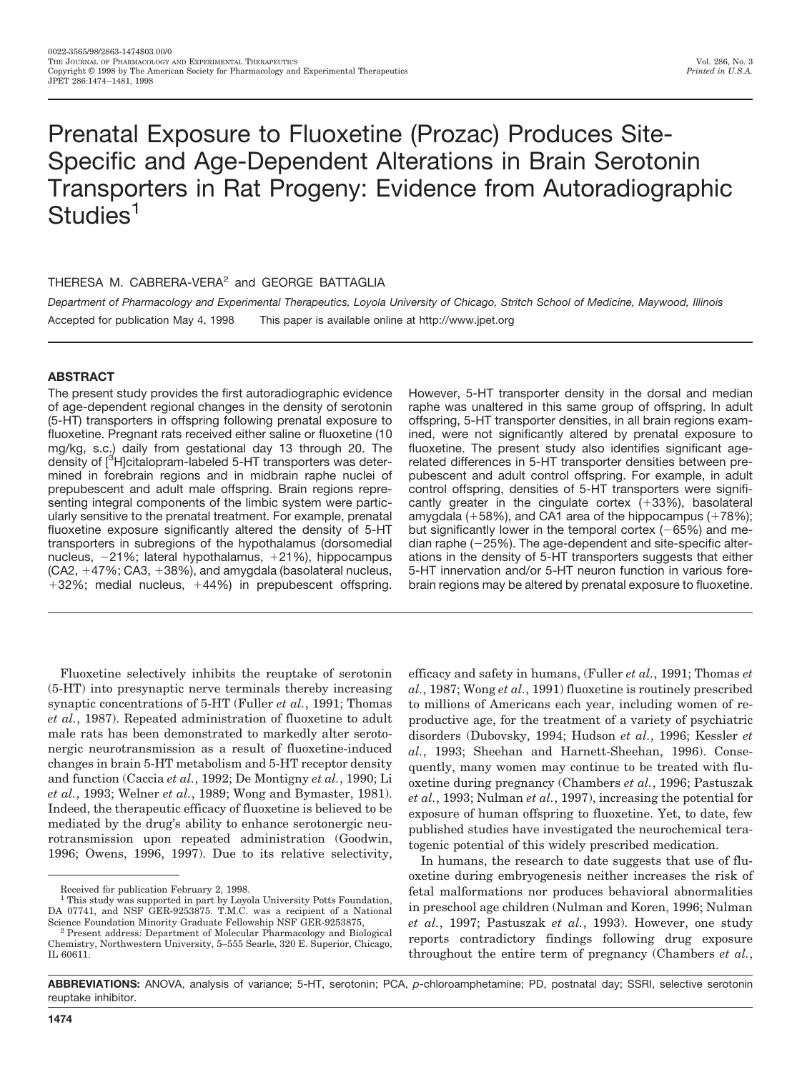# Prenatal Exposure to Fluoxetine (Prozac) Produces Site-Specific and Age-Dependent Alterations in Brain Serotonin Transporters in Rat Progeny: Evidence from Autoradiographic Studies[1]

THERESA M. CABRERA-VERA[2] and GEORGE BATTAGLIA

*Department of Pharmacology and Experimental Therapeutics, Loyola University of Chicago, Stritch School of Medicine, Maywood, Illinois*

Accepted for publication May 4, 1998 This paper is available online at http://www.jpet.org

## ABSTRACT

The present study provides the first autoradiographic evidence of age-dependent regional changes in the density of serotonin (5-HT) transporters in offspring following prenatal exposure to fluoxetine. Pregnant rats received either saline or fluoxetine (10 mg/kg, s.c.) daily from gestational day 13 through 20. The density of [$^3$H]citalopram-labeled 5-HT transporters was determined in forebrain regions and in midbrain raphe nuclei of prepubescent and adult male offspring. Brain regions representing integral components of the limbic system were particularly sensitive to the prenatal treatment. For example, prenatal fluoxetine exposure significantly altered the density of 5-HT transporters in subregions of the hypothalamus (dorsomedial nucleus, −21%; lateral hypothalamus, +21%), hippocampus (CA2, +47%; CA3, +38%), and amygdala (basolateral nucleus, +32%; medial nucleus, +44%) in prepubescent offspring. However, 5-HT transporter density in the dorsal and median raphe was unaltered in this same group of offspring. In adult offspring, 5-HT transporter densities, in all brain regions examined, were not significantly altered by prenatal exposure to fluoxetine. The present study also identifies significant age-related differences in 5-HT transporter densities between prepubescent and adult control offspring. For example, in adult control offspring, densities of 5-HT transporters were significantly greater in the cingulate cortex (+33%), basolateral amygdala (+58%), and CA1 area of the hippocampus (+78%); but significantly lower in the temporal cortex (−65%) and median raphe (−25%). The age-dependent and site-specific alterations in the density of 5-HT transporters suggests that either 5-HT innervation and/or 5-HT neuron function in various forebrain regions may be altered by prenatal exposure to fluoxetine.

---

Fluoxetine selectively inhibits the reuptake of serotonin (5-HT) into presynaptic nerve terminals thereby increasing synaptic concentrations of 5-HT (Fuller *et al.*, 1991; Thomas *et al.*, 1987). Repeated administration of fluoxetine to adult male rats has been demonstrated to markedly alter serotonergic neurotransmission as a result of fluoxetine-induced changes in brain 5-HT metabolism and 5-HT receptor density and function (Caccia *et al.*, 1992; De Montigny *et al.*, 1990; Li *et al.*, 1993; Welner *et al.*, 1989; Wong and Bymaster, 1981). Indeed, the therapeutic efficacy of fluoxetine is believed to be mediated by the drug's ability to enhance serotonergic neurotransmission upon repeated administration (Goodwin, 1996; Owens, 1996, 1997). Due to its relative selectivity, efficacy and safety in humans, (Fuller *et al.*, 1991; Thomas *et al.*, 1987; Wong *et al.*, 1991) fluoxetine is routinely prescribed to millions of Americans each year, including women of reproductive age, for the treatment of a variety of psychiatric disorders (Dubovsky, 1994; Hudson *et al.*, 1996; Kessler *et al.*, 1993; Sheehan and Harnett-Sheehan, 1996). Consequently, many women may continue to be treated with fluoxetine during pregnancy (Chambers *et al.*, 1996; Pastuszak *et al.*, 1993; Nulman *et al.*, 1997), increasing the potential for exposure of human offspring to fluoxetine. Yet, to date, few published studies have investigated the neurochemical teratogenic potential of this widely prescribed medication.

In humans, the research to date suggests that use of fluoxetine during embryogenesis neither increases the risk of fetal malformations nor produces behavioral abnormalities in preschool age children (Nulman and Koren, 1996; Nulman *et al.*, 1997; Pastuszak *et al.*, 1993). However, one study reports contradictory findings following drug exposure throughout the entire term of pregnancy (Chambers *et al.*,

---

Received for publication February 2, 1998.

[1] This study was supported in part by Loyola University Potts Foundation, DA 07741, and NSF GER-9253875. T.M.C. was a recipient of a National Science Foundation Minority Graduate Fellowship NSF GER-9253875.

[2] Present address: Department of Molecular Pharmacology and Biological Chemistry, Northwestern University, 5–555 Searle, 320 E. Superior, Chicago, IL 60611.

**ABBREVIATIONS:** ANOVA, analysis of variance; 5-HT, serotonin; PCA, *p*-chloroamphetamine; PD, postnatal day; SSRI, selective serotonin reuptake inhibitor.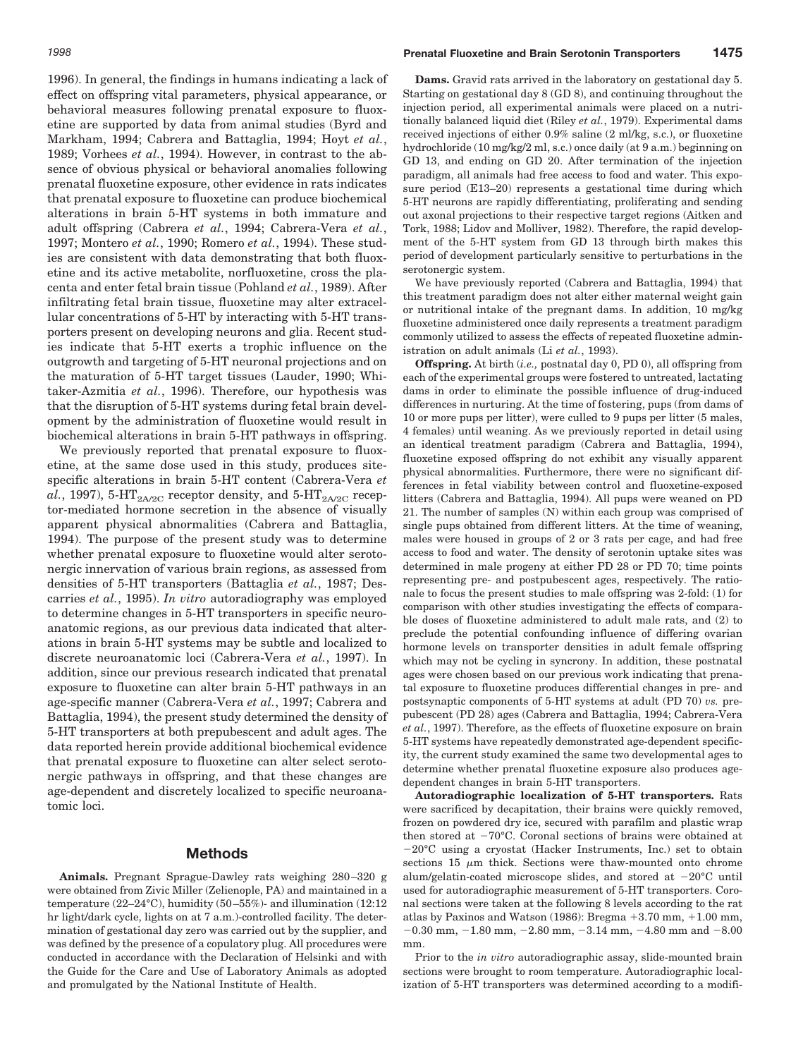1996). In general, the findings in humans indicating a lack of effect on offspring vital parameters, physical appearance, or behavioral measures following prenatal exposure to fluoxetine are supported by data from animal studies (Byrd and Markham, 1994; Cabrera and Battaglia, 1994; Hoyt *et al.*, 1989; Vorhees *et al.*, 1994). However, in contrast to the absence of obvious physical or behavioral anomalies following prenatal fluoxetine exposure, other evidence in rats indicates that prenatal exposure to fluoxetine can produce biochemical alterations in brain 5-HT systems in both immature and adult offspring (Cabrera *et al.*, 1994; Cabrera-Vera *et al.*, 1997; Montero *et al.*, 1990; Romero *et al.*, 1994). These studies are consistent with data demonstrating that both fluoxetine and its active metabolite, norfluoxetine, cross the placenta and enter fetal brain tissue (Pohland *et al.*, 1989). After infiltrating fetal brain tissue, fluoxetine may alter extracellular concentrations of 5-HT by interacting with 5-HT transporters present on developing neurons and glia. Recent studies indicate that 5-HT exerts a trophic influence on the outgrowth and targeting of 5-HT neuronal projections and on the maturation of 5-HT target tissues (Lauder, 1990; Whitaker-Azmitia *et al.*, 1996). Therefore, our hypothesis was that the disruption of 5-HT systems during fetal brain development by the administration of fluoxetine would result in biochemical alterations in brain 5-HT pathways in offspring.

We previously reported that prenatal exposure to fluoxetine, at the same dose used in this study, produces site-specific alterations in brain 5-HT content (Cabrera-Vera *et al.*, 1997), 5-HT$_{2A/2C}$ receptor density, and 5-HT$_{2A/2C}$ receptor-mediated hormone secretion in the absence of visually apparent physical abnormalities (Cabrera and Battaglia, 1994). The purpose of the present study was to determine whether prenatal exposure to fluoxetine would alter serotonergic innervation of various brain regions, as assessed from densities of 5-HT transporters (Battaglia *et al.*, 1987; Descarries *et al.*, 1995). *In vitro* autoradiography was employed to determine changes in 5-HT transporters in specific neuroanatomic regions, as our previous data indicated that alterations in brain 5-HT systems may be subtle and localized to discrete neuroanatomic loci (Cabrera-Vera *et al.*, 1997). In addition, since our previous research indicated that prenatal exposure to fluoxetine can alter brain 5-HT pathways in an age-specific manner (Cabrera-Vera *et al.*, 1997; Cabrera and Battaglia, 1994), the present study determined the density of 5-HT transporters at both prepubescent and adult ages. The data reported herein provide additional biochemical evidence that prenatal exposure to fluoxetine can alter select serotonergic pathways in offspring, and that these changes are age-dependent and discretely localized to specific neuroanatomic loci.

## Methods

**Animals.** Pregnant Sprague-Dawley rats weighing 280–320 g were obtained from Zivic Miller (Zelienople, PA) and maintained in a temperature (22–24°C), humidity (50–55%)- and illumination (12:12 hr light/dark cycle, lights on at 7 a.m.)-controlled facility. The determination of gestational day zero was carried out by the supplier, and was defined by the presence of a copulatory plug. All procedures were conducted in accordance with the Declaration of Helsinki and with the Guide for the Care and Use of Laboratory Animals as adopted and promulgated by the National Institute of Health.

**Dams.** Gravid rats arrived in the laboratory on gestational day 5. Starting on gestational day 8 (GD 8), and continuing throughout the injection period, all experimental animals were placed on a nutritionally balanced liquid diet (Riley *et al.*, 1979). Experimental dams received injections of either 0.9% saline (2 ml/kg, s.c.), or fluoxetine hydrochloride (10 mg/kg/2 ml, s.c.) once daily (at 9 a.m.) beginning on GD 13, and ending on GD 20. After termination of the injection paradigm, all animals had free access to food and water. This exposure period (E13–20) represents a gestational time during which 5-HT neurons are rapidly differentiating, proliferating and sending out axonal projections to their respective target regions (Aitken and Tork, 1988; Lidov and Molliver, 1982). Therefore, the rapid development of the 5-HT system from GD 13 through birth makes this period of development particularly sensitive to perturbations in the serotonergic system.

We have previously reported (Cabrera and Battaglia, 1994) that this treatment paradigm does not alter either maternal weight gain or nutritional intake of the pregnant dams. In addition, 10 mg/kg fluoxetine administered once daily represents a treatment paradigm commonly utilized to assess the effects of repeated fluoxetine administration on adult animals (Li *et al.*, 1993).

**Offspring.** At birth (*i.e.,* postnatal day 0, PD 0), all offspring from each of the experimental groups were fostered to untreated, lactating dams in order to eliminate the possible influence of drug-induced differences in nurturing. At the time of fostering, pups (from dams of 10 or more pups per litter), were culled to 9 pups per litter (5 males, 4 females) until weaning. As we previously reported in detail using an identical treatment paradigm (Cabrera and Battaglia, 1994), fluoxetine exposed offspring do not exhibit any visually apparent physical abnormalities. Furthermore, there were no significant differences in fetal viability between control and fluoxetine-exposed litters (Cabrera and Battaglia, 1994). All pups were weaned on PD 21. The number of samples (N) within each group was comprised of single pups obtained from different litters. At the time of weaning, males were housed in groups of 2 or 3 rats per cage, and had free access to food and water. The density of serotonin uptake sites was determined in male progeny at either PD 28 or PD 70; time points representing pre- and postpubescent ages, respectively. The rationale to focus the present studies to male offspring was 2-fold: (1) for comparison with other studies investigating the effects of comparable doses of fluoxetine administered to adult male rats, and (2) to preclude the potential confounding influence of differing ovarian hormone levels on transporter densities in adult female offspring which may not be cycling in syncrony. In addition, these postnatal ages were chosen based on our previous work indicating that prenatal exposure to fluoxetine produces differential changes in pre- and postsynaptic components of 5-HT systems at adult (PD 70) *vs.* prepubescent (PD 28) ages (Cabrera and Battaglia, 1994; Cabrera-Vera *et al.*, 1997). Therefore, as the effects of fluoxetine exposure on brain 5-HT systems have repeatedly demonstrated age-dependent specificity, the current study examined the same two developmental ages to determine whether prenatal fluoxetine exposure also produces age-dependent changes in brain 5-HT transporters.

**Autoradiographic localization of 5-HT transporters.** Rats were sacrificed by decapitation, their brains were quickly removed, frozen on powdered dry ice, secured with parafilm and plastic wrap then stored at −70°C. Coronal sections of brains were obtained at −20°C using a cryostat (Hacker Instruments, Inc.) set to obtain sections 15 μm thick. Sections were thaw-mounted onto chrome alum/gelatin-coated microscope slides, and stored at −20°C until used for autoradiographic measurement of 5-HT transporters. Coronal sections were taken at the following 8 levels according to the rat atlas by Paxinos and Watson (1986): Bregma +3.70 mm, +1.00 mm, −0.30 mm, −1.80 mm, −2.80 mm, −3.14 mm, −4.80 mm and −8.00 mm.

Prior to the *in vitro* autoradiographic assay, slide-mounted brain sections were brought to room temperature. Autoradiographic localization of 5-HT transporters was determined according to a modifi-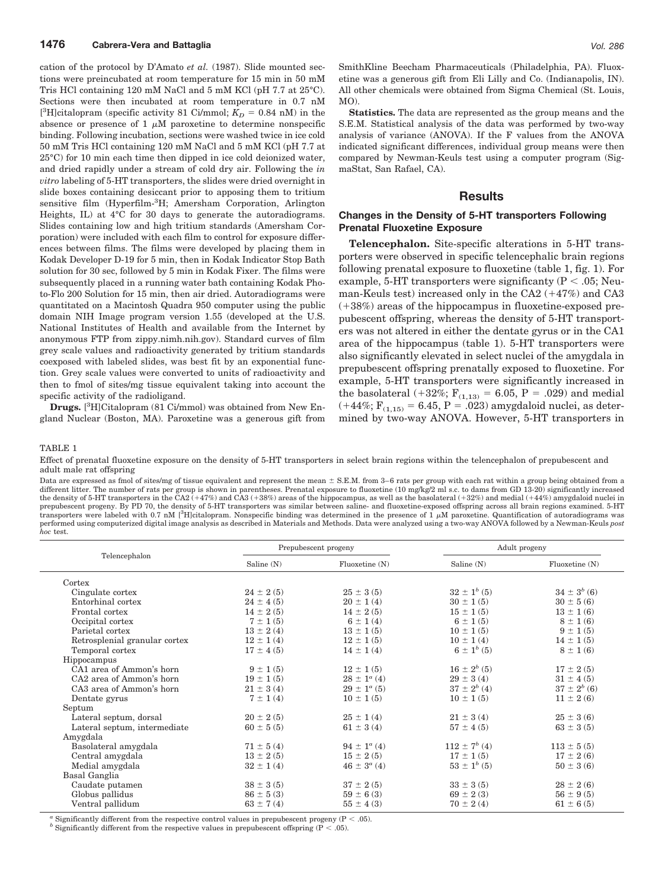cation of the protocol by D'Amato *et al.* (1987). Slide mounted sections were preincubated at room temperature for 15 min in 50 mM Tris HCl containing 120 mM NaCl and 5 mM KCl (pH 7.7 at 25°C). Sections were then incubated at room temperature in 0.7 nM [$^3$H]citalopram (specific activity 81 Ci/mmol; $K_D$ = 0.84 nM) in the absence or presence of 1 μM paroxetine to determine nonspecific binding. Following incubation, sections were washed twice in ice cold 50 mM Tris HCl containing 120 mM NaCl and 5 mM KCl (pH 7.7 at 25°C) for 10 min each time then dipped in ice cold deionized water, and dried rapidly under a stream of cold dry air. Following the *in vitro* labeling of 5-HT transporters, the slides were dried overnight in slide boxes containing desiccant prior to apposing them to tritium sensitive film (Hyperfilm-$^3$H; Amersham Corporation, Arlington Heights, IL) at 4°C for 30 days to generate the autoradiograms. Slides containing low and high tritium standards (Amersham Corporation) were included with each film to control for exposure differences between films. The films were developed by placing them in Kodak Developer D-19 for 5 min, then in Kodak Indicator Stop Bath solution for 30 sec, followed by 5 min in Kodak Fixer. The films were subsequently placed in a running water bath containing Kodak Photo-Flo 200 Solution for 15 min, then air dried. Autoradiograms were quantitated on a Macintosh Quadra 950 computer using the public domain NIH Image program version 1.55 (developed at the U.S. National Institutes of Health and available from the Internet by anonymous FTP from zippy.nimh.nih.gov). Standard curves of film grey scale values and radioactivity generated by tritium standards coexposed with labeled slides, was best fit by an exponential function. Grey scale values were converted to units of radioactivity and then to fmol of sites/mg tissue equivalent taking into account the specific activity of the radioligand.

**Drugs.** [$^3$H]Citalopram (81 Ci/mmol) was obtained from New England Nuclear (Boston, MA). Paroxetine was a generous gift from SmithKline Beecham Pharmaceuticals (Philadelphia, PA). Fluoxetine was a generous gift from Eli Lilly and Co. (Indianapolis, IN). All other chemicals were obtained from Sigma Chemical (St. Louis, MO).

**Statistics.** The data are represented as the group means and the S.E.M. Statistical analysis of the data was performed by two-way analysis of variance (ANOVA). If the F values from the ANOVA indicated significant differences, individual group means were then compared by Newman-Keuls test using a computer program (SigmaStat, San Rafael, CA).

## Results

### Changes in the Density of 5-HT transporters Following Prenatal Fluoxetine Exposure

**Telencephalon.** Site-specific alterations in 5-HT transporters were observed in specific telencephalic brain regions following prenatal exposure to fluoxetine (table 1, fig. 1). For example, 5-HT transporters were significanty ($P < .05$; Neuman-Keuls test) increased only in the CA2 (+47%) and CA3 (+38%) areas of the hippocampus in fluoxetine-exposed prepubescent offspring, whereas the density of 5-HT transporters was not altered in either the dentate gyrus or in the CA1 area of the hippocampus (table 1). 5-HT transporters were also significantly elevated in select nuclei of the amygdala in prepubescent offspring prenatally exposed to fluoxetine. For example, 5-HT transporters were significantly increased in the basolateral (+32%; $F_{(1,13)} = 6.05$, $P = .029$) and medial (+44%; $F_{(1,15)} = 6.45$, $P = .023$) amygdaloid nuclei, as determined by two-way ANOVA. However, 5-HT transporters in

TABLE 1

Effect of prenatal fluoxetine exposure on the density of 5-HT transporters in select brain regions within the telencephalon of prepubescent and adult male rat offspring

Data are expressed as fmol of sites/mg of tissue equivalent and represent the mean ± S.E.M. from 3–6 rats per group with each rat within a group being obtained from a different litter. The number of rats per group is shown in parentheses. Prenatal exposure to fluoxetine (10 mg/kg/2 ml s.c. to dams from GD 13-20) significantly increased the density of 5-HT transporters in the CA2 (+47%) and CA3 (+38%) areas of the hippocampus, as well as the basolateral (+32%) and medial (+44%) amygdaloid nuclei in prepubescent progeny. By PD 70, the density of 5-HT transporters was similar between saline- and fluoxetine-exposed offspring across all brain regions examined. 5-HT transporters were labeled with 0.7 nM [$^3$H]citalopram. Nonspecific binding was determined in the presence of 1 μM paroxetine. Quantification of autoradiograms was performed using computerized digital image analysis as described in Materials and Methods. Data were analyzed using a two-way ANOVA followed by a Newman-Keuls *post hoc* test.

| Telencephalon | Prepubescent progeny | | Adult progeny | |
|---|---|---|---|---|
| | Saline (N) | Fluoxetine (N) | Saline (N) | Fluoxetine (N) |
| Cortex | | | | |
| Cingulate cortex | 24 ± 2 (5) | 25 ± 3 (5) | 32 ± 1[b] (5) | 34 ± 3[b] (6) |
| Entorhinal cortex | 24 ± 4 (5) | 20 ± 1 (4) | 30 ± 1 (5) | 30 ± 5 (6) |
| Frontal cortex | 14 ± 2 (5) | 14 ± 2 (5) | 15 ± 1 (5) | 13 ± 1 (6) |
| Occipital cortex | 7 ± 1 (5) | 6 ± 1 (4) | 6 ± 1 (5) | 8 ± 1 (6) |
| Parietal cortex | 13 ± 2 (4) | 13 ± 1 (5) | 10 ± 1 (5) | 9 ± 1 (5) |
| Retrosplenial granular cortex | 12 ± 1 (4) | 12 ± 1 (5) | 10 ± 1 (4) | 14 ± 1 (5) |
| Temporal cortex | 17 ± 4 (5) | 14 ± 1 (4) | 6 ± 1[b] (5) | 8 ± 1 (6) |
| Hippocampus | | | | |
| CA1 area of Ammon's horn | 9 ± 1 (5) | 12 ± 1 (5) | 16 ± 2[b] (5) | 17 ± 2 (5) |
| CA2 area of Ammon's horn | 19 ± 1 (5) | 28 ± 1[a] (4) | 29 ± 3 (4) | 31 ± 4 (5) |
| CA3 area of Ammon's horn | 21 ± 3 (4) | 29 ± 1[a] (5) | 37 ± 2[b] (4) | 37 ± 2[b] (6) |
| Dentate gyrus | 7 ± 1 (4) | 10 ± 1 (5) | 10 ± 1 (5) | 11 ± 2 (6) |
| Septum | | | | |
| Lateral septum, dorsal | 20 ± 2 (5) | 25 ± 1 (4) | 21 ± 3 (4) | 25 ± 3 (6) |
| Lateral septum, intermediate | 60 ± 5 (5) | 61 ± 3 (4) | 57 ± 4 (5) | 63 ± 3 (5) |
| Amygdala | | | | |
| Basolateral amygdala | 71 ± 5 (4) | 94 ± 1[a] (4) | 112 ± 7[b] (4) | 113 ± 5 (5) |
| Central amygdala | 13 ± 2 (5) | 15 ± 2 (5) | 17 ± 1 (5) | 17 ± 2 (6) |
| Medial amygdala | 32 ± 1 (4) | 46 ± 3[a] (4) | 53 ± 1[b] (5) | 50 ± 3 (6) |
| Basal Ganglia | | | | |
| Caudate putamen | 38 ± 3 (5) | 37 ± 2 (5) | 33 ± 3 (5) | 28 ± 2 (6) |
| Globus pallidus | 86 ± 5 (3) | 59 ± 6 (3) | 69 ± 2 (3) | 56 ± 9 (5) |
| Ventral pallidum | 63 ± 7 (4) | 55 ± 4 (3) | 70 ± 2 (4) | 61 ± 6 (5) |

[a] Significantly different from the respective control values in prepubescent progeny ($P < .05$).
[b] Significantly different from the respective values in prepubescent offspring ($P < .05$).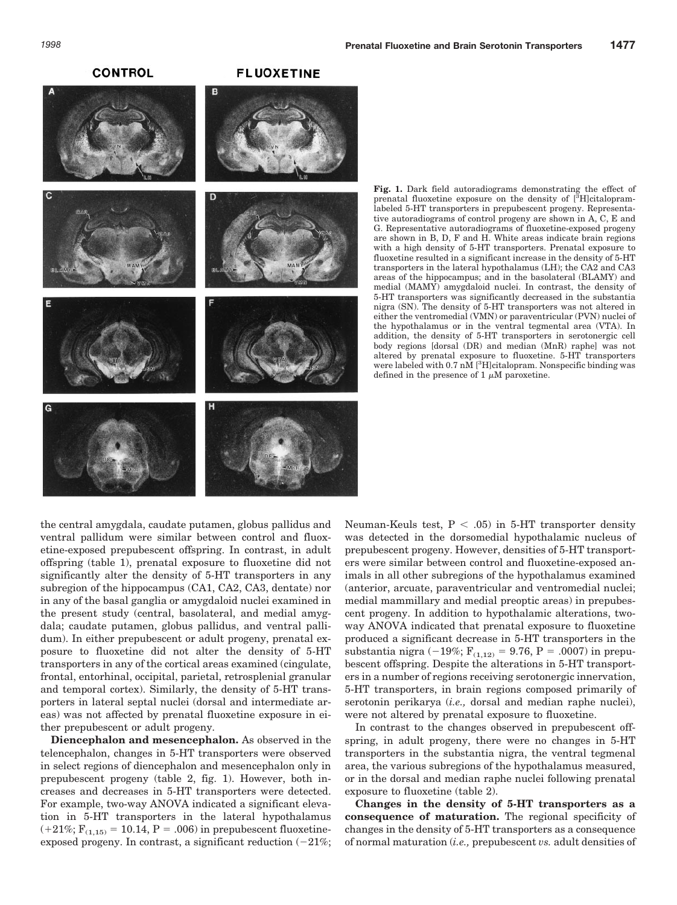Fig. 1. Dark field autoradiograms demonstrating the effect of prenatal fluoxetine exposure on the density of [$^3$H]citalopram-labeled 5-HT transporters in prepubescent progeny. Representative autoradiograms of control progeny are shown in A, C, E and G. Representative autoradiograms of fluoxetine-exposed progeny are shown in B, D, F and H. White areas indicate brain regions with a high density of 5-HT transporters. Prenatal exposure to fluoxetine resulted in a significant increase in the density of 5-HT transporters in the lateral hypothalamus (LH); the CA2 and CA3 areas of the hippocampus; and in the basolateral (BLAMY) and medial (MAMY) amygdaloid nuclei. In contrast, the density of 5-HT transporters was significantly decreased in the substantia nigra (SN). The density of 5-HT transporters was not altered in either the ventromedial (VMN) or paraventricular (PVN) nuclei of the hypothalamus or in the ventral tegmental area (VTA). In addition, the density of 5-HT transporters in serotonergic cell body regions [dorsal (DR) and median (MnR) raphe] was not altered by prenatal exposure to fluoxetine. 5-HT transporters were labeled with 0.7 nM [$^3$H]citalopram. Nonspecific binding was defined in the presence of 1 $\mu$M paroxetine.

the central amygdala, caudate putamen, globus pallidus and ventral pallidum were similar between control and fluoxetine-exposed prepubescent offspring. In contrast, in adult offspring (table 1), prenatal exposure to fluoxetine did not significantly alter the density of 5-HT transporters in any subregion of the hippocampus (CA1, CA2, CA3, dentate) nor in any of the basal ganglia or amygdaloid nuclei examined in the present study (central, basolateral, and medial amygdala; caudate putamen, globus pallidus, and ventral pallidum). In either prepubescent or adult progeny, prenatal exposure to fluoxetine did not alter the density of 5-HT transporters in any of the cortical areas examined (cingulate, frontal, entorhinal, occipital, parietal, retrosplenial granular and temporal cortex). Similarly, the density of 5-HT transporters in lateral septal nuclei (dorsal and intermediate areas) was not affected by prenatal fluoxetine exposure in either prepubescent or adult progeny.

**Diencephalon and mesencephalon.** As observed in the telencephalon, changes in 5-HT transporters were observed in select regions of diencephalon and mesencephalon only in prepubescent progeny (table 2, fig. 1). However, both increases and decreases in 5-HT transporters were detected. For example, two-way ANOVA indicated a significant elevation in 5-HT transporters in the lateral hypothalamus (+21%; $F_{(1,15)} = 10.14$, $P = .006$) in prepubescent fluoxetine-exposed progeny. In contrast, a significant reduction (−21%; Neuman-Keuls test, $P < .05$) in 5-HT transporter density was detected in the dorsomedial hypothalamic nucleus of prepubescent progeny. However, densities of 5-HT transporters were similar between control and fluoxetine-exposed animals in all other subregions of the hypothalamus examined (anterior, arcuate, paraventricular and ventromedial nuclei; medial mammillary and medial preoptic areas) in prepubescent progeny. In addition to hypothalamic alterations, two-way ANOVA indicated that prenatal exposure to fluoxetine produced a significant decrease in 5-HT transporters in the substantia nigra (−19%; $F_{(1,12)} = 9.76$, $P = .0007$) in prepubescent offspring. Despite the alterations in 5-HT transporters in a number of regions receiving serotonergic innervation, 5-HT transporters, in brain regions composed primarily of serotonin perikarya (*i.e.,* dorsal and median raphe nuclei), were not altered by prenatal exposure to fluoxetine.

In contrast to the changes observed in prepubescent offspring, in adult progeny, there were no changes in 5-HT transporters in the substantia nigra, the ventral tegmenal area, the various subregions of the hypothalamus measured, or in the dorsal and median raphe nuclei following prenatal exposure to fluoxetine (table 2).

**Changes in the density of 5-HT transporters as a consequence of maturation.** The regional specificity of changes in the density of 5-HT transporters as a consequence of normal maturation (*i.e.,* prepubescent *vs.* adult densities of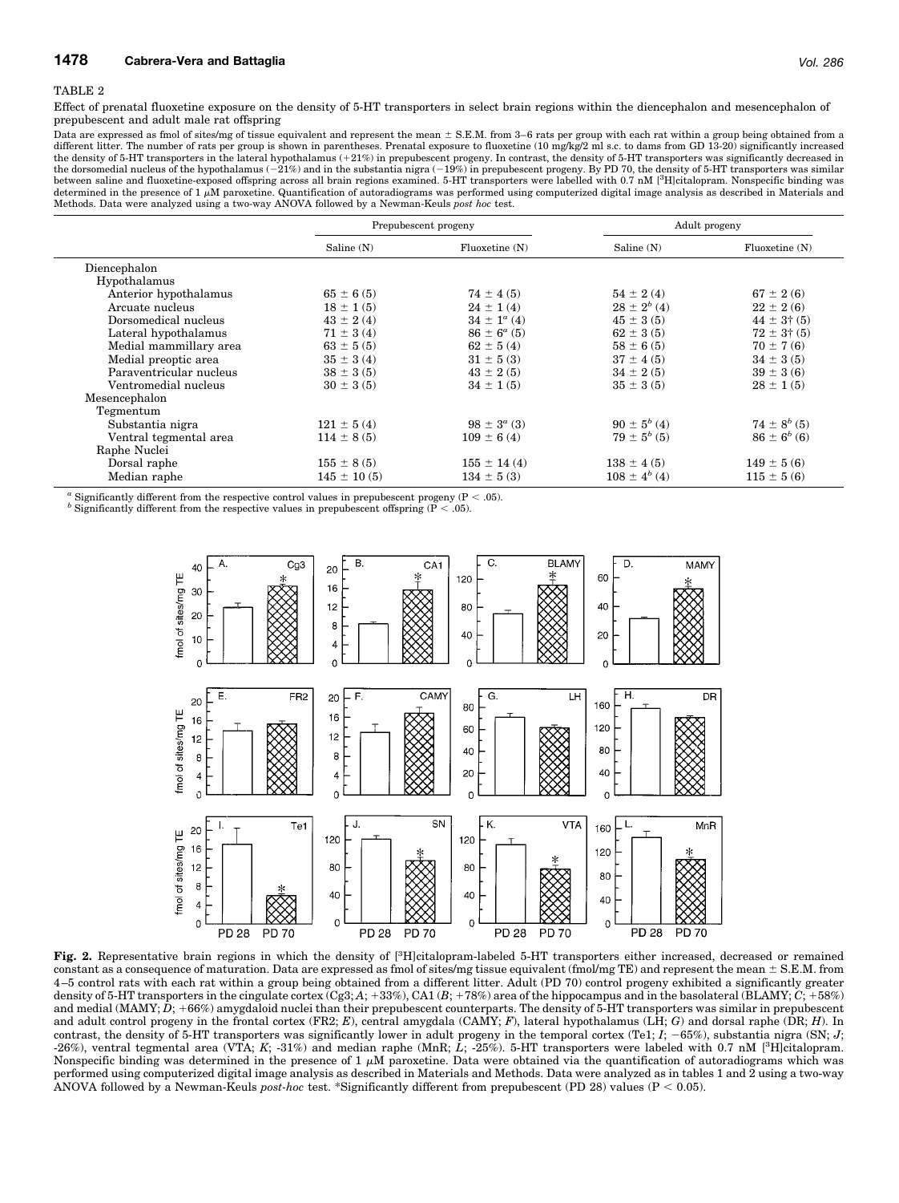TABLE 2

Effect of prenatal fluoxetine exposure on the density of 5-HT transporters in select brain regions within the diencephalon and mesencephalon of prepubescent and adult male rat offspring

Data are expressed as fmol of sites/mg of tissue equivalent and represent the mean ± S.E.M. from 3–6 rats per group with each rat within a group being obtained from a different litter. The number of rats per group is shown in parentheses. Prenatal exposure to fluoxetine (10 mg/kg/2 ml s.c. to dams from GD 13-20) significantly increased the density of 5-HT transporters in the lateral hypothalamus (+21%) in prepubescent progeny. In contrast, the density of 5-HT transporters was significantly decreased in the dorsomedial nucleus of the hypothalamus (−21%) and in the substantia nigra (−19%) in prepubescent progeny. By PD 70, the density of 5-HT transporters was similar between saline and fluoxetine-exposed offspring across all brain regions examined. 5-HT transporters were labelled with 0.7 nM [$^3$H]citalopram. Nonspecific binding was determined in the presence of 1 μM paroxetine. Quantification of autoradiograms was performed using computerized digital image analysis as described in Materials and Methods. Data were analyzed using a two-way ANOVA followed by a Newman-Keuls *post hoc* test.

| | Prepubescent progeny | | Adult progeny | |
|---|---|---|---|---|
| | Saline (N) | Fluoxetine (N) | Saline (N) | Fluoxetine (N) |
| Diencephalon | | | | |
| Hypothalamus | | | | |
| Anterior hypothalamus | 65 ± 6 (5) | 74 ± 4 (5) | 54 ± 2 (4) | 67 ± 2 (6) |
| Arcuate nucleus | 18 ± 1 (5) | 24 ± 1 (4) | 28 ± 2[b] (4) | 22 ± 2 (6) |
| Dorsomedical nucleus | 43 ± 2 (4) | 34 ± 1[a] (4) | 45 ± 3 (5) | 44 ± 3† (5) |
| Lateral hypothalamus | 71 ± 3 (4) | 86 ± 6[a] (5) | 62 ± 3 (5) | 72 ± 3† (5) |
| Medial mammillary area | 63 ± 5 (5) | 62 ± 5 (4) | 58 ± 6 (5) | 70 ± 7 (6) |
| Medial preoptic area | 35 ± 3 (4) | 31 ± 5 (3) | 37 ± 4 (5) | 34 ± 3 (5) |
| Paraventricular nucleus | 38 ± 3 (5) | 43 ± 2 (5) | 34 ± 2 (5) | 39 ± 3 (6) |
| Ventromedial nucleus | 30 ± 3 (5) | 34 ± 1 (5) | 35 ± 3 (5) | 28 ± 1 (5) |
| Mesencephalon | | | | |
| Tegmentum | | | | |
| Substantia nigra | 121 ± 5 (4) | 98 ± 3[a] (3) | 90 ± 5[b] (4) | 74 ± 8[b] (5) |
| Ventral tegmental area | 114 ± 8 (5) | 109 ± 6 (4) | 79 ± 5[b] (5) | 86 ± 6[b] (6) |
| Raphe Nuclei | | | | |
| Dorsal raphe | 155 ± 8 (5) | 155 ± 14 (4) | 138 ± 4 (5) | 149 ± 5 (6) |
| Median raphe | 145 ± 10 (5) | 134 ± 5 (3) | 108 ± 4[b] (4) | 115 ± 5 (6) |

[a] Significantly different from the respective control values in prepubescent progeny ($P < .05$).
[b] Significantly different from the respective values in prepubescent offspring ($P < .05$).

**Fig. 2.** Representative brain regions in which the density of [$^3$H]citalopram-labeled 5-HT transporters either increased, decreased or remained constant as a consequence of maturation. Data are expressed as fmol of sites/mg tissue equivalent (fmol/mg TE) and represent the mean ± S.E.M. from 4–5 control rats with each rat within a group being obtained from a different litter. Adult (PD 70) control progeny exhibited a significantly greater density of 5-HT transporters in the cingulate cortex (Cg3; *A*; +33%), CA1 (*B*; +78%) area of the hippocampus and in the basolateral (BLAMY; *C*; +58%) and medial (MAMY; *D*; +66%) amygdaloid nuclei than their prepubescent counterparts. The density of 5-HT transporters was similar in prepubescent and adult control progeny in the frontal cortex (FR2; *E*), central amygdala (CAMY; *F*), lateral hypothalamus (LH; *G*) and dorsal raphe (DR; *H*). In contrast, the density of 5-HT transporters was significantly lower in adult progeny in the temporal cortex (Te1; *I*; −65%), substantia nigra (SN; *J*; -26%), ventral tegmental area (VTA; *K*; -31%) and median raphe (MnR; *L*; -25%). 5-HT transporters were labeled with 0.7 nM [$^3$H]citalopram. Nonspecific binding was determined in the presence of 1 μM paroxetine. Data were obtained via the quantification of autoradiograms which was performed using computerized digital image analysis as described in Materials and Methods. Data were analyzed as in tables 1 and 2 using a two-way ANOVA followed by a Newman-Keuls *post-hoc* test. *Significantly different from prepubescent (PD 28) values ($P < 0.05$).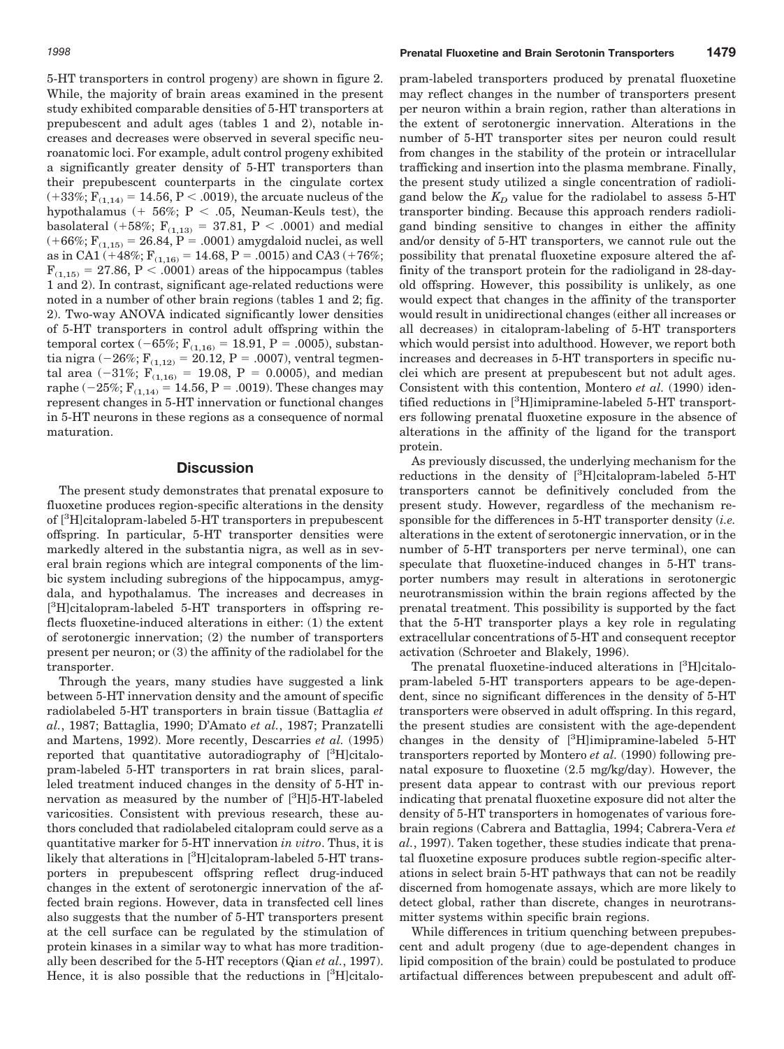5-HT transporters in control progeny) are shown in figure 2. While, the majority of brain areas examined in the present study exhibited comparable densities of 5-HT transporters at prepubescent and adult ages (tables 1 and 2), notable increases and decreases were observed in several specific neuroanatomic loci. For example, adult control progeny exhibited a significantly greater density of 5-HT transporters than their prepubescent counterparts in the cingulate cortex (+33%; $F_{(1,14)} = 14.56$, $P < .0019$), the arcuate nucleus of the hypothalamus (+ 56%; $P < .05$, Neuman-Keuls test), the basolateral (+58%; $F_{(1,13)} = 37.81$, $P < .0001$) and medial (+66%; $F_{(1,15)} = 26.84$, $P = .0001$) amygdaloid nuclei, as well as in CA1 (+48%; $F_{(1,16)} = 14.68$, $P = .0015$) and CA3 (+76%; $F_{(1,15)} = 27.86$, $P < .0001$) areas of the hippocampus (tables 1 and 2). In contrast, significant age-related reductions were noted in a number of other brain regions (tables 1 and 2; fig. 2). Two-way ANOVA indicated significantly lower densities of 5-HT transporters in control adult offspring within the temporal cortex (−65%; $F_{(1,16)} = 18.91$, $P = .0005$), substantia nigra (−26%; $F_{(1,12)} = 20.12$, $P = .0007$), ventral tegmental area (−31%; $F_{(1,16)} = 19.08$, $P = 0.0005$), and median raphe (−25%; $F_{(1,14)} = 14.56$, $P = .0019$). These changes may represent changes in 5-HT innervation or functional changes in 5-HT neurons in these regions as a consequence of normal maturation.

## Discussion

The present study demonstrates that prenatal exposure to fluoxetine produces region-specific alterations in the density of [$^3$H]citalopram-labeled 5-HT transporters in prepubescent offspring. In particular, 5-HT transporter densities were markedly altered in the substantia nigra, as well as in several brain regions which are integral components of the limbic system including subregions of the hippocampus, amygdala, and hypothalamus. The increases and decreases in [$^3$H]citalopram-labeled 5-HT transporters in offspring reflects fluoxetine-induced alterations in either: (1) the extent of serotonergic innervation; (2) the number of transporters present per neuron; or (3) the affinity of the radiolabel for the transporter.

Through the years, many studies have suggested a link between 5-HT innervation density and the amount of specific radiolabeled 5-HT transporters in brain tissue (Battaglia *et al.*, 1987; Battaglia, 1990; D'Amato *et al.*, 1987; Pranzatelli and Martens, 1992). More recently, Descarries *et al.* (1995) reported that quantitative autoradiography of [$^3$H]citalopram-labeled 5-HT transporters in rat brain slices, paralleled treatment induced changes in the density of 5-HT innervation as measured by the number of [$^3$H]5-HT-labeled varicosities. Consistent with previous research, these authors concluded that radiolabeled citalopram could serve as a quantitative marker for 5-HT innervation *in vitro*. Thus, it is likely that alterations in [$^3$H]citalopram-labeled 5-HT transporters in prepubescent offspring reflect drug-induced changes in the extent of serotonergic innervation of the affected brain regions. However, data in transfected cell lines also suggests that the number of 5-HT transporters present at the cell surface can be regulated by the stimulation of protein kinases in a similar way to what has more traditionally been described for the 5-HT receptors (Qian *et al.*, 1997). Hence, it is also possible that the reductions in [$^3$H]citalopram-labeled transporters produced by prenatal fluoxetine may reflect changes in the number of transporters present per neuron within a brain region, rather than alterations in the extent of serotonergic innervation. Alterations in the number of 5-HT transporter sites per neuron could result from changes in the stability of the protein or intracellular trafficking and insertion into the plasma membrane. Finally, the present study utilized a single concentration of radioligand below the $K_D$ value for the radiolabel to assess 5-HT transporter binding. Because this approach renders radioligand binding sensitive to changes in either the affinity and/or density of 5-HT transporters, we cannot rule out the possibility that prenatal fluoxetine exposure altered the affinity of the transport protein for the radioligand in 28-day-old offspring. However, this possibility is unlikely, as one would expect that changes in the affinity of the transporter would result in unidirectional changes (either all increases or all decreases) in citalopram-labeling of 5-HT transporters which would persist into adulthood. However, we report both increases and decreases in 5-HT transporters in specific nuclei which are present at prepubescent but not adult ages. Consistent with this contention, Montero *et al.* (1990) identified reductions in [$^3$H]imipramine-labeled 5-HT transporters following prenatal fluoxetine exposure in the absence of alterations in the affinity of the ligand for the transport protein.

As previously discussed, the underlying mechanism for the reductions in the density of [$^3$H]citalopram-labeled 5-HT transporters cannot be definitively concluded from the present study. However, regardless of the mechanism responsible for the differences in 5-HT transporter density (*i.e.* alterations in the extent of serotonergic innervation, or in the number of 5-HT transporters per nerve terminal), one can speculate that fluoxetine-induced changes in 5-HT transporter numbers may result in alterations in serotonergic neurotransmission within the brain regions affected by the prenatal treatment. This possibility is supported by the fact that the 5-HT transporter plays a key role in regulating extracellular concentrations of 5-HT and consequent receptor activation (Schroeter and Blakely, 1996).

The prenatal fluoxetine-induced alterations in [$^3$H]citalopram-labeled 5-HT transporters appears to be age-dependent, since no significant differences in the density of 5-HT transporters were observed in adult offspring. In this regard, the present studies are consistent with the age-dependent changes in the density of [$^3$H]imipramine-labeled 5-HT transporters reported by Montero *et al.* (1990) following prenatal exposure to fluoxetine (2.5 mg/kg/day). However, the present data appear to contrast with our previous report indicating that prenatal fluoxetine exposure did not alter the density of 5-HT transporters in homogenates of various forebrain regions (Cabrera and Battaglia, 1994; Cabrera-Vera *et al.*, 1997). Taken together, these studies indicate that prenatal fluoxetine exposure produces subtle region-specific alterations in select brain 5-HT pathways that can not be readily discerned from homogenate assays, which are more likely to detect global, rather than discrete, changes in neurotransmitter systems within specific brain regions.

While differences in tritium quenching between prepubescent and adult progeny (due to age-dependent changes in lipid composition of the brain) could be postulated to produce artifactual differences between prepubescent and adult off-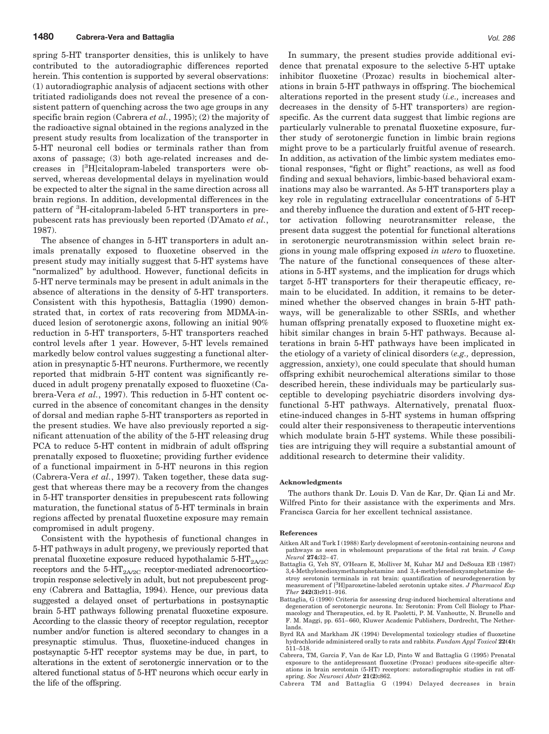spring 5-HT transporter densities, this is unlikely to have contributed to the autoradiographic differences reported herein. This contention is supported by several observations: (1) autoradiographic analysis of adjacent sections with other tritiated radioligands does not reveal the presence of a consistent pattern of quenching across the two age groups in any specific brain region (Cabrera *et al.*, 1995); (2) the majority of the radioactive signal obtained in the regions analyzed in the present study results from localization of the transporter in 5-HT neuronal cell bodies or terminals rather than from axons of passage; (3) both age-related increases and decreases in [$^{3}$H]citalopram-labeled transporters were observed, whereas developmental delays in myelination would be expected to alter the signal in the same direction across all brain regions. In addition, developmental differences in the pattern of $^{3}$H-citalopram-labeled 5-HT transporters in prepubescent rats has previously been reported (D'Amato *et al.*, 1987).

The absence of changes in 5-HT transporters in adult animals prenatally exposed to fluoxetine observed in the present study may initially suggest that 5-HT systems have "normalized" by adulthood. However, functional deficits in 5-HT nerve terminals may be present in adult animals in the absence of alterations in the density of 5-HT transporters. Consistent with this hypothesis, Battaglia (1990) demonstrated that, in cortex of rats recovering from MDMA-induced lesion of serotonergic axons, following an initial 90% reduction in 5-HT transporters, 5-HT transporters reached control levels after 1 year. However, 5-HT levels remained markedly below control values suggesting a functional alteration in presynaptic 5-HT neurons. Furthermore, we recently reported that midbrain 5-HT content was significantly reduced in adult progeny prenatally exposed to fluoxetine (Cabrera-Vera *et al.*, 1997). This reduction in 5-HT content occurred in the absence of concomitant changes in the density of dorsal and median raphe 5-HT transporters as reported in the present studies. We have also previously reported a significant attenuation of the ability of the 5-HT releasing drug PCA to reduce 5-HT content in midbrain of adult offspring prenatally exposed to fluoxetine; providing further evidence of a functional impairment in 5-HT neurons in this region (Cabrera-Vera *et al.*, 1997). Taken together, these data suggest that whereas there may be a recovery from the changes in 5-HT transporter densities in prepubescent rats following maturation, the functional status of 5-HT terminals in brain regions affected by prenatal fluoxetine exposure may remain compromised in adult progeny.

Consistent with the hypothesis of functional changes in 5-HT pathways in adult progeny, we previously reported that prenatal fluoxetine exposure reduced hypothalamic 5-HT$_{2A/2C}$ receptors and the 5-HT$_{2A/2C}$ receptor-mediated adrenocorticotropin response selectively in adult, but not prepubescent progeny (Cabrera and Battaglia, 1994). Hence, our previous data suggested a delayed onset of perturbations in postsynaptic brain 5-HT pathways following prenatal fluoxetine exposure. According to the classic theory of receptor regulation, receptor number and/or function is altered secondary to changes in a presynaptic stimulus. Thus, fluoxetine-induced changes in postsynaptic 5-HT receptor systems may be due, in part, to alterations in the extent of serotonergic innervation or to the altered functional status of 5-HT neurons which occur early in the life of the offspring.

In summary, the present studies provide additional evidence that prenatal exposure to the selective 5-HT uptake inhibitor fluoxetine (Prozac) results in biochemical alterations in brain 5-HT pathways in offspring. The biochemical alterations reported in the present study (*i.e.,* increases and decreases in the density of 5-HT transporters) are region-specific. As the current data suggest that limbic regions are particularly vulnerable to prenatal fluoxetine exposure, further study of serotonergic function in limbic brain regions might prove to be a particularly fruitful avenue of research. In addition, as activation of the limbic system mediates emotional responses, "fight or flight" reactions, as well as food finding and sexual behaviors, limbic-based behavioral examinations may also be warranted. As 5-HT transporters play a key role in regulating extracellular concentrations of 5-HT and thereby influence the duration and extent of 5-HT receptor activation following neurotransmitter release, the present data suggest the potential for functional alterations in serotonergic neurotransmission within select brain regions in young male offspring exposed *in utero* to fluoxetine. The nature of the functional consequences of these alterations in 5-HT systems, and the implication for drugs which target 5-HT transporters for their therapeutic efficacy, remain to be elucidated. In addition, it remains to be determined whether the observed changes in brain 5-HT pathways, will be generalizable to other SSRIs, and whether human offspring prenatally exposed to fluoxetine might exhibit similar changes in brain 5-HT pathways. Because alterations in brain 5-HT pathways have been implicated in the etiology of a variety of clinical disorders (*e.g.,* depression, aggression, anxiety), one could speculate that should human offspring exhibit neurochemical alterations similar to those described herein, these individuals may be particularly susceptible to developing psychiatric disorders involving dysfunctional 5-HT pathways. Alternatively, prenatal fluoxetine-induced changes in 5-HT systems in human offspring could alter their responsiveness to therapeutic interventions which modulate brain 5-HT systems. While these possibilities are intriguing they will require a substantial amount of additional research to determine their validity.

#### Acknowledgments

The authors thank Dr. Louis D. Van de Kar, Dr. Qian Li and Mr. Wilfred Pinto for their assistance with the experiments and Mrs. Francisca Garcia for her excellent technical assistance.

#### References

Aitken AR and Tork I (1988) Early development of serotonin-containing neurons and pathways as seen in wholemount preparations of the fetal rat brain. *J Comp Neurol* **274:**32–47.

Battaglia G, Yeh SY, O'Hearn E, Molliver M, Kuhar MJ and DeSouza EB (1987) 3,4-Methylenedioxymethamphetamine and 3,4-methylenedioxyamphetamine destroy serotonin terminals in rat brain: quantification of neurodegeneration by measurement of [$^{3}$H]paroxetine-labeled serotonin uptake sites. *J Pharmacol Exp Ther* **242(3):**911–916.

Battaglia, G (1990) Criteria for assessing drug-induced biochemical alterations and degeneration of serotonergic neurons. In: Serotonin: From Cell Biology to Pharmacology and Therapeutics, ed. by R. Paoletti, P. M. Vanhoutte, N. Brunello and F. M. Maggi, pp. 651–660, Kluwer Academic Publishers, Dordrecht, The Netherlands.

Byrd RA and Markham JK (1994) Developmental toxicology studies of fluoxetine hydrochloride administered orally to rats and rabbits. *Fundam Appl Toxicol* **22(4):** 511–518.

Cabrera, TM, Garcia F, Van de Kar LD, Pinto W and Battaglia G (1995) Prenatal exposure to the antidepressant fluoxetine (Prozac) produces site-specific alterations in brain serotonin (5-HT) receptors: autoradiographic studies in rat offspring. *Soc Neurosci Abstr* **21(2):**862.

Cabrera TM and Battaglia G (1994) Delayed decreases in brain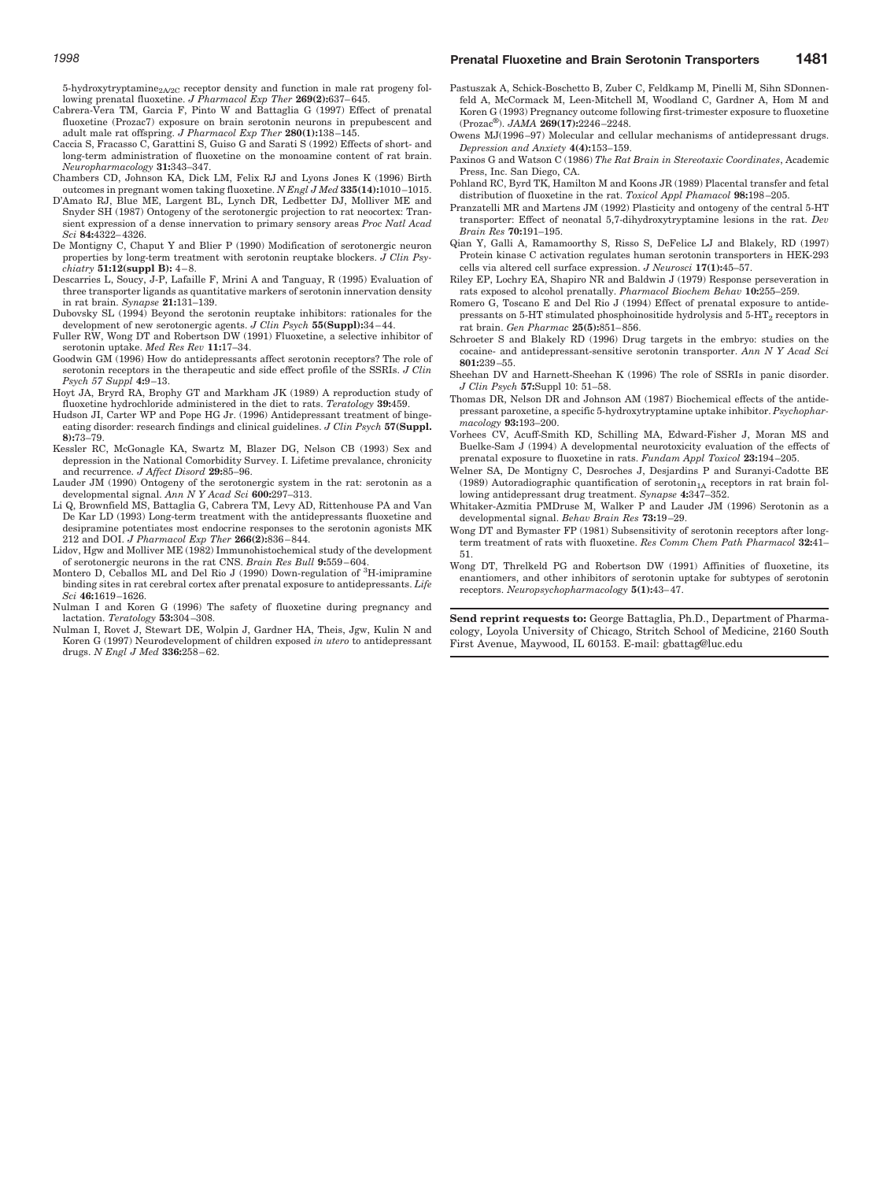5-hydroxytryptamine$_{2A/2C}$ receptor density and function in male rat progeny following prenatal fluoxetine. *J Pharmacol Exp Ther* **269(2):**637–645.

Cabrera-Vera TM, Garcia F, Pinto W and Battaglia G (1997) Effect of prenatal fluoxetine (Prozac7) exposure on brain serotonin neurons in prepubescent and adult male rat offspring. *J Pharmacol Exp Ther* **280(1):**138–145.

Caccia S, Fracasso C, Garattini S, Guiso G and Sarati S (1992) Effects of short- and long-term administration of fluoxetine on the monoamine content of rat brain. *Neuropharmacology* **31:**343–347.

Chambers CD, Johnson KA, Dick LM, Felix RJ and Lyons Jones K (1996) Birth outcomes in pregnant women taking fluoxetine. *N Engl J Med* **335(14):**1010–1015.

D'Amato RJ, Blue ME, Largent BL, Lynch DR, Ledbetter DJ, Molliver ME and Snyder SH (1987) Ontogeny of the serotonergic projection to rat neocortex: Transient expression of a dense innervation to primary sensory areas *Proc Natl Acad Sci* **84:**4322–4326.

De Montigny C, Chaput Y and Blier P (1990) Modification of serotonergic neuron properties by long-term treatment with serotonin reuptake blockers. *J Clin Psychiatry* **51:12(suppl B):** 4–8.

Descarries L, Soucy, J-P, Lafaille F, Mrini A and Tanguay, R (1995) Evaluation of three transporter ligands as quantitative markers of serotonin innervation density in rat brain. *Synapse* **21:**131–139.

Dubovsky SL (1994) Beyond the serotonin reuptake inhibitors: rationales for the development of new serotonergic agents. *J Clin Psych* **55(Suppl):**34–44.

Fuller RW, Wong DT and Robertson DW (1991) Fluoxetine, a selective inhibitor of serotonin uptake. *Med Res Rev* **11:**17–34.

Goodwin GM (1996) How do antidepressants affect serotonin receptors? The role of serotonin receptors in the therapeutic and side effect profile of the SSRIs. *J Clin Psych 57 Suppl* **4:**9–13.

Hoyt JA, Bryrd RA, Brophy GT and Markham JK (1989) A reproduction study of fluoxetine hydrochloride administered in the diet to rats. *Teratology* **39:**459.

Hudson JI, Carter WP and Pope HG Jr. (1996) Antidepressant treatment of binge-eating disorder: research findings and clinical guidelines. *J Clin Psych* **57(Suppl. 8):**73–79.

Kessler RC, McGonagle KA, Swartz M, Blazer DG, Nelson CB (1993) Sex and depression in the National Comorbidity Survey. I. Lifetime prevalance, chronicity and recurrence. *J Affect Disord* **29:**85–96.

Lauder JM (1990) Ontogeny of the serotonergic system in the rat: serotonin as a developmental signal. *Ann N Y Acad Sci* **600:**297–313.

Li Q, Brownfield MS, Battaglia G, Cabrera TM, Levy AD, Rittenhouse PA and Van De Kar LD (1993) Long-term treatment with the antidepressants fluoxetine and desipramine potentiates most endocrine responses to the serotonin agonists MK 212 and DOI. *J Pharmacol Exp Ther* **266(2):**836–844.

Lidov, Hgw and Molliver ME (1982) Immunohistochemical study of the development of serotonergic neurons in the rat CNS. *Brain Res Bull* **9:**559–604.

Montero D, Ceballos ML and Del Rio J (1990) Down-regulation of $^3$H-imipramine binding sites in rat cerebral cortex after prenatal exposure to antidepressants. *Life Sci* **46:**1619–1626.

Nulman I and Koren G (1996) The safety of fluoxetine during pregnancy and lactation. *Teratology* **53:**304–308.

Nulman I, Rovet J, Stewart DE, Wolpin J, Gardner HA, Theis, Jgw, Kulin N and Koren G (1997) Neurodevelopment of children exposed *in utero* to antidepressant drugs. *N Engl J Med* **336:**258–62.

Pastuszak A, Schick-Boschetto B, Zuber C, Feldkamp M, Pinelli M, Sihn SDonnenfeld A, McCormack M, Leen-Mitchell M, Woodland C, Gardner A, Hom M and Koren G (1993) Pregnancy outcome following first-trimester exposure to fluoxetine (Prozac®). *JAMA* **269(17):**2246–2248.

Owens MJ(1996–97) Molecular and cellular mechanisms of antidepressant drugs. *Depression and Anxiety* **4(4):**153–159.

Paxinos G and Watson C (1986) *The Rat Brain in Stereotaxic Coordinates*, Academic Press, Inc. San Diego, CA.

Pohland RC, Byrd TK, Hamilton M and Koons JR (1989) Placental transfer and fetal distribution of fluoxetine in the rat. *Toxicol Appl Phamacol* **98:**198–205.

Pranzatelli MR and Martens JM (1992) Plasticity and ontogeny of the central 5-HT transporter: Effect of neonatal 5,7-dihydroxytryptamine lesions in the rat. *Dev Brain Res* **70:**191–195.

Qian Y, Galli A, Ramamoorthy S, Risso S, DeFelice LJ and Blakely, RD (1997) Protein kinase C activation regulates human serotonin transporters in HEK-293 cells via altered cell surface expression. *J Neurosci* **17(1):**45–57.

Riley EP, Lochry EA, Shapiro NR and Baldwin J (1979) Response perseveration in rats exposed to alcohol prenatally. *Pharmacol Biochem Behav* **10:**255–259.

Romero G, Toscano E and Del Rio J (1994) Effect of prenatal exposure to antidepressants on 5-HT stimulated phosphoinositide hydrolysis and 5-HT$_2$ receptors in rat brain. *Gen Pharmac* **25(5):**851–856.

Schroeter S and Blakely RD (1996) Drug targets in the embryo: studies on the cocaine- and antidepressant-sensitive serotonin transporter. *Ann N Y Acad Sci* **801:**239–55.

Sheehan DV and Harnett-Sheehan K (1996) The role of SSRIs in panic disorder. *J Clin Psych* **57:**Suppl 10: 51–58.

Thomas DR, Nelson DR and Johnson AM (1987) Biochemical effects of the antidepressant paroxetine, a specific 5-hydroxytryptamine uptake inhibitor. *Psychopharmacology* **93:**193–200.

Vorhees CV, Acuff-Smith KD, Schilling MA, Edward-Fisher J, Moran MS and Buelke-Sam J (1994) A developmental neurotoxicity evaluation of the effects of prenatal exposure to fluoxetine in rats. *Fundam Appl Toxicol* **23:**194–205.

Welner SA, De Montigny C, Desroches J, Desjardins P and Suranyi-Cadotte BE (1989) Autoradiographic quantification of serotonin$_{1A}$ receptors in rat brain following antidepressant drug treatment. *Synapse* **4:**347–352.

Whitaker-Azmitia PMDruse M, Walker P and Lauder JM (1996) Serotonin as a developmental signal. *Behav Brain Res* **73:**19–29.

Wong DT and Bymaster FP (1981) Subsensitivity of serotonin receptors after long-term treatment of rats with fluoxetine. *Res Comm Chem Path Pharmacol* **32:**41–51.

Wong DT, Threlkeld PG and Robertson DW (1991) Affinities of fluoxetine, its enantiomers, and other inhibitors of serotonin uptake for subtypes of serotonin receptors. *Neuropsychopharmacology* **5(1):**43–47.

**Send reprint requests to:** George Battaglia, Ph.D., Department of Pharmacology, Loyola University of Chicago, Stritch School of Medicine, 2160 South First Avenue, Maywood, IL 60153. E-mail: gbattag@luc.edu